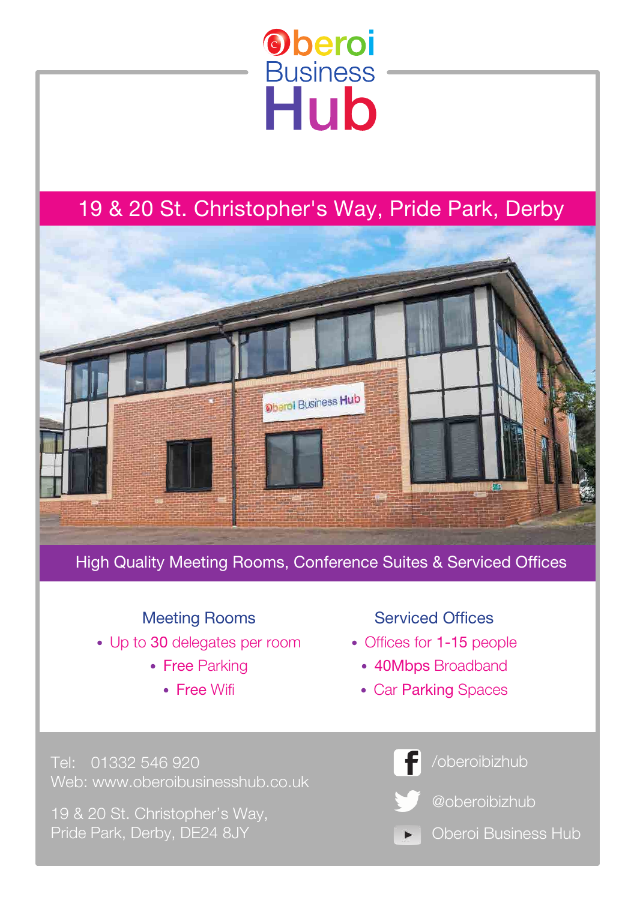# Oberoi Business Hub

## 19 & 20 St. Christopher's Way, Pride Park, Derby

### High Quality Meeting Rooms, Conference Suites & Serviced Offices

**Meeting Rooms**

- Up to **30** delegates per room
- **Free** Parking
- **Free** Wifi

**Serviced Offices**

- Offices for **1-15** people
- **40Mbps** Broadband
- Car **Parking** Spaces

Tel: 01332 546 920
Web: www.oberoibusinesshub.co.uk

19 & 20 St. Christopher's Way,
Pride Park, Derby, DE24 8JY

/oberoibizhub

@oberoibizhub

Oberoi Business Hub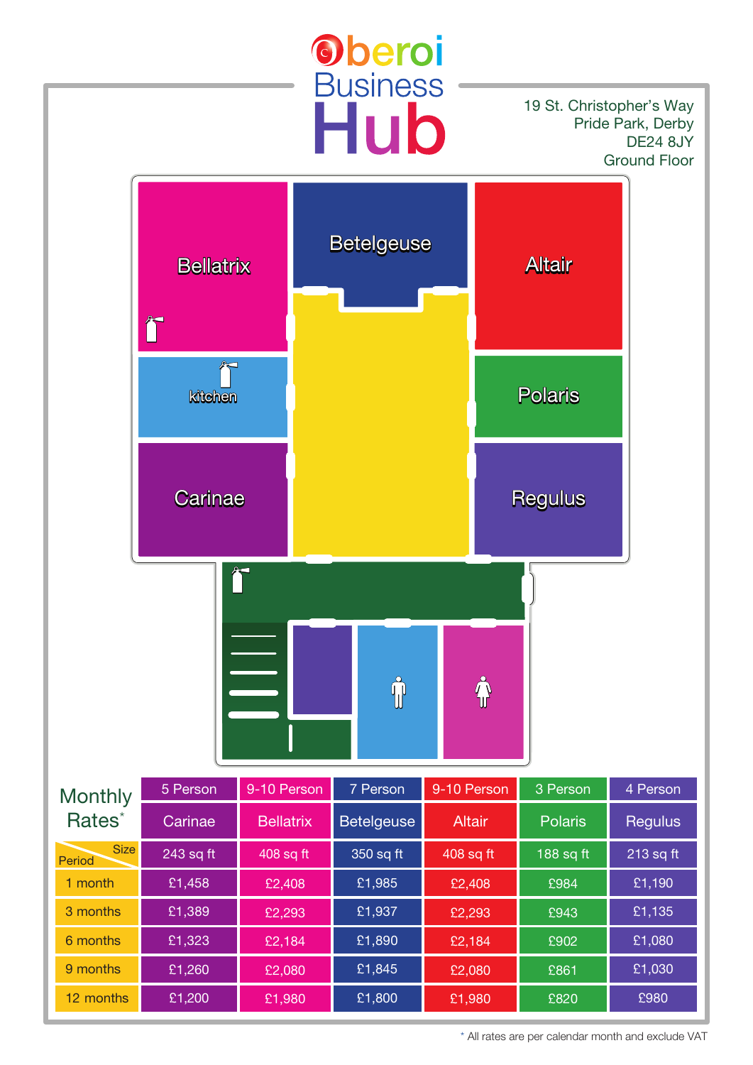# Oberoi Business Hub

19 St. Christopher's Way
Pride Park, Derby
DE24 8JY
Ground Floor

Bellatrix

Betelgeuse

Altair

kitchen

Polaris

Carinae

Regulus

## Monthly Rates*

| Size / Period | 5 Person | 9-10 Person | 7 Person | 9-10 Person | 3 Person | 4 Person |
|---|---|---|---|---|---|---|
| | Carinae | Bellatrix | Betelgeuse | Altair | Polaris | Regulus |
| | 243 sq ft | 408 sq ft | 350 sq ft | 408 sq ft | 188 sq ft | 213 sq ft |
| 1 month | £1,458 | £2,408 | £1,985 | £2,408 | £984 | £1,190 |
| 3 months | £1,389 | £2,293 | £1,937 | £2,293 | £943 | £1,135 |
| 6 months | £1,323 | £2,184 | £1,890 | £2,184 | £902 | £1,080 |
| 9 months | £1,260 | £2,080 | £1,845 | £2,080 | £861 | £1,030 |
| 12 months | £1,200 | £1,980 | £1,800 | £1,980 | £820 | £980 |

* All rates are per calendar month and exclude VAT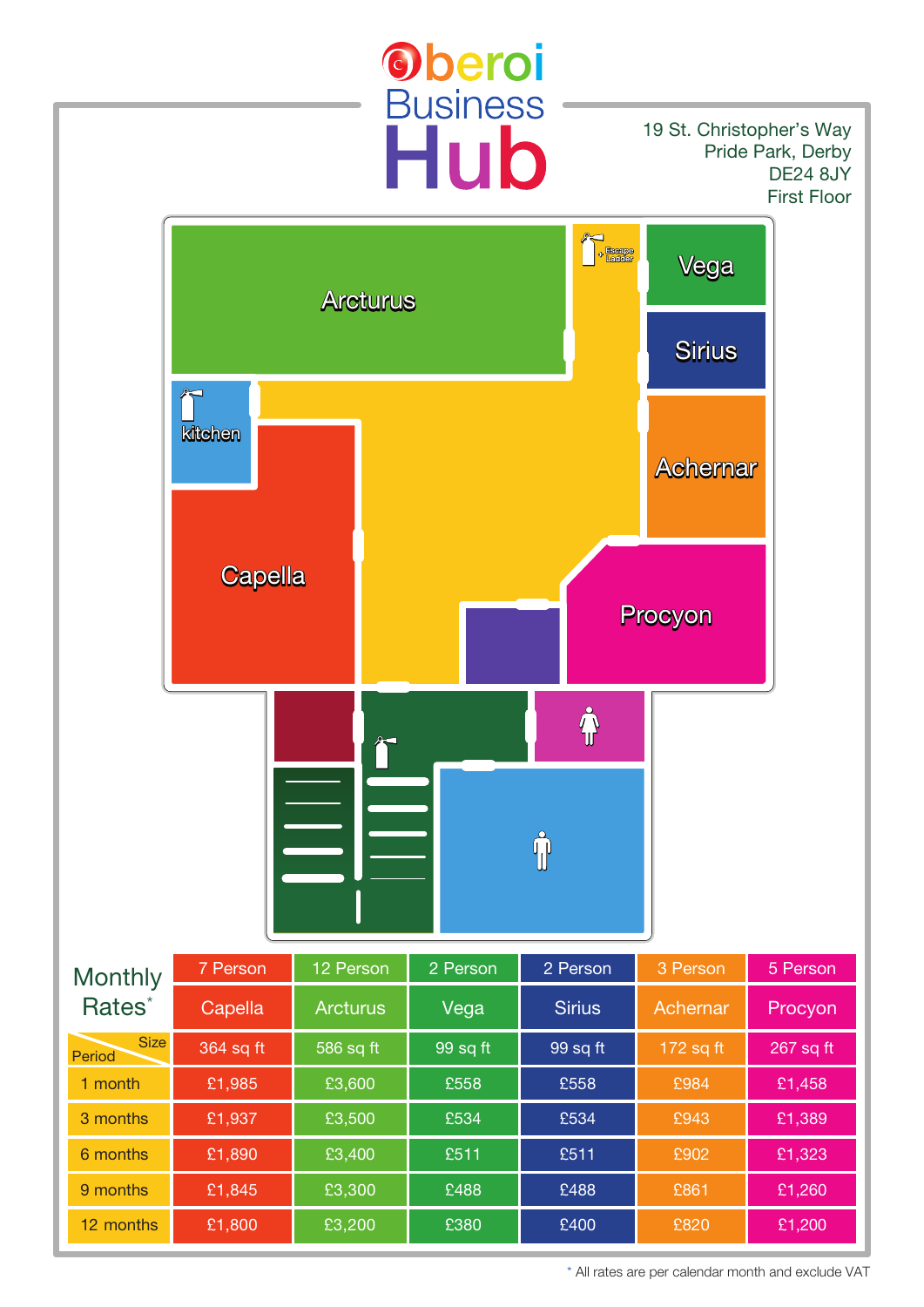# Oberoi Business Hub

19 St. Christopher's Way
Pride Park, Derby
DE24 8JY
First Floor

Arcturus

Escape Ladder

Vega

Sirius

kitchen

Achernar

Capella

Procyon

## Monthly Rates*

| Period / Size | 7 Person Capella | 12 Person Arcturus | 2 Person Vega | 2 Person Sirius | 3 Person Achernar | 5 Person Procyon |
|---|---|---|---|---|---|---|
| | 364 sq ft | 586 sq ft | 99 sq ft | 99 sq ft | 172 sq ft | 267 sq ft |
| 1 month | £1,985 | £3,600 | £558 | £558 | £984 | £1,458 |
| 3 months | £1,937 | £3,500 | £534 | £534 | £943 | £1,389 |
| 6 months | £1,890 | £3,400 | £511 | £511 | £902 | £1,323 |
| 9 months | £1,845 | £3,300 | £488 | £488 | £861 | £1,260 |
| 12 months | £1,800 | £3,200 | £380 | £400 | £820 | £1,200 |

* All rates are per calendar month and exclude VAT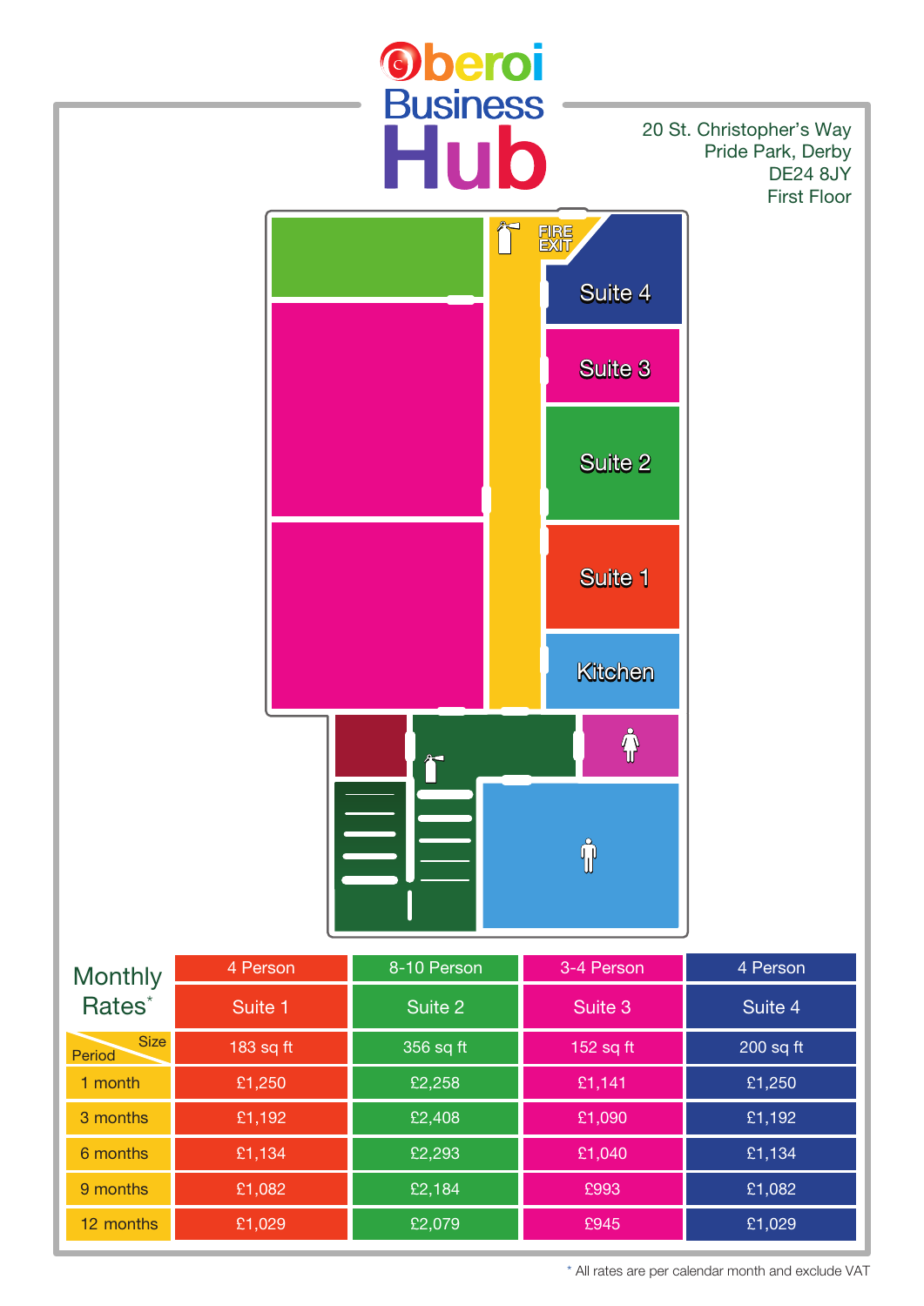# Oberoi Business Hub

20 St. Christopher's Way
Pride Park, Derby
DE24 8JY
First Floor

FIRE EXIT

Suite 4

Suite 3

Suite 2

Suite 1

Kitchen

## Monthly Rates*

| Period / Size | Suite 1 (4 Person) | Suite 2 (8-10 Person) | Suite 3 (3-4 Person) | Suite 4 (4 Person) |
|---|---|---|---|---|
| | 183 sq ft | 356 sq ft | 152 sq ft | 200 sq ft |
| 1 month | £1,250 | £2,258 | £1,141 | £1,250 |
| 3 months | £1,192 | £2,408 | £1,090 | £1,192 |
| 6 months | £1,134 | £2,293 | £1,040 | £1,134 |
| 9 months | £1,082 | £2,184 | £993 | £1,082 |
| 12 months | £1,029 | £2,079 | £945 | £1,029 |

* All rates are per calendar month and exclude VAT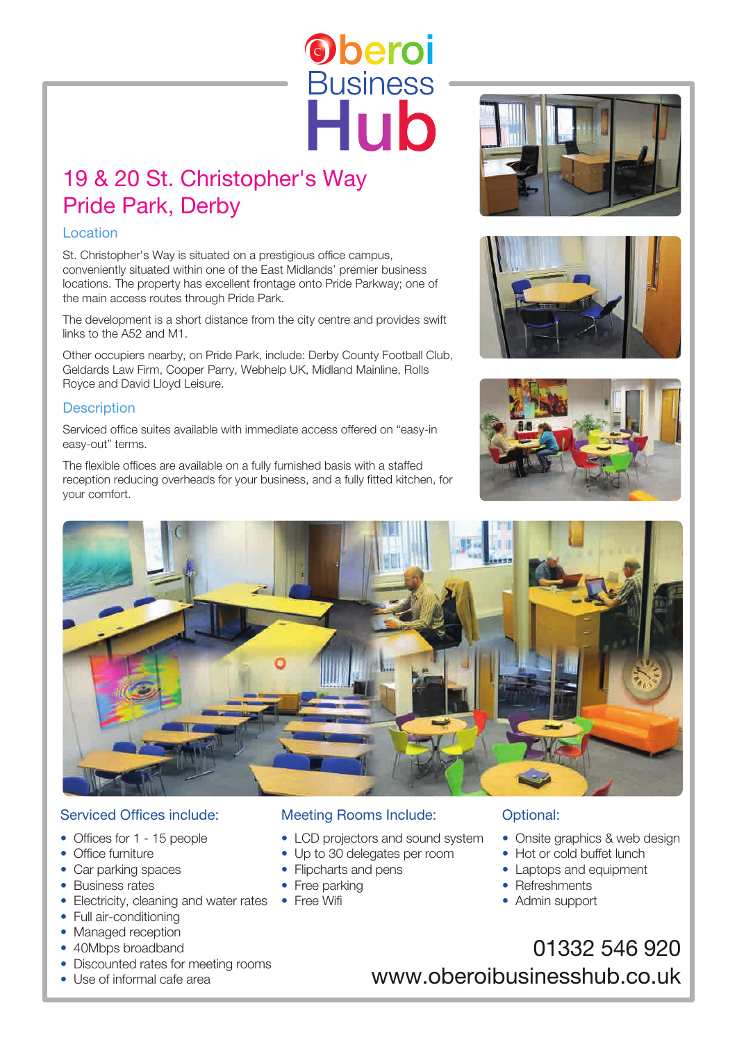# Oberoi Business Hub

## 19 & 20 St. Christopher's Way
## Pride Park, Derby

### Location

St. Christopher's Way is situated on a prestigious office campus, conveniently situated within one of the East Midlands' premier business locations. The property has excellent frontage onto Pride Parkway; one of the main access routes through Pride Park.

The development is a short distance from the city centre and provides swift links to the A52 and M1.

Other occupiers nearby, on Pride Park, include: Derby County Football Club, Geldards Law Firm, Cooper Parry, Webhelp UK, Midland Mainline, Rolls Royce and David Lloyd Leisure.

### Description

Serviced office suites available with immediate access offered on "easy-in easy-out" terms.

The flexible offices are available on a fully furnished basis with a staffed reception reducing overheads for your business, and a fully fitted kitchen, for your comfort.

### Serviced Offices include:

- Offices for 1 - 15 people
- Office furniture
- Car parking spaces
- Business rates
- Electricity, cleaning and water rates
- Full air-conditioning
- Managed reception
- 40Mbps broadband
- Discounted rates for meeting rooms
- Use of informal cafe area

### Meeting Rooms Include:

- LCD projectors and sound system
- Up to 30 delegates per room
- Flipcharts and pens
- Free parking
- Free Wifi

### Optional:

- Onsite graphics & web design
- Hot or cold buffet lunch
- Laptops and equipment
- Refreshments
- Admin support

01332 546 920

www.oberoibusinesshub.co.uk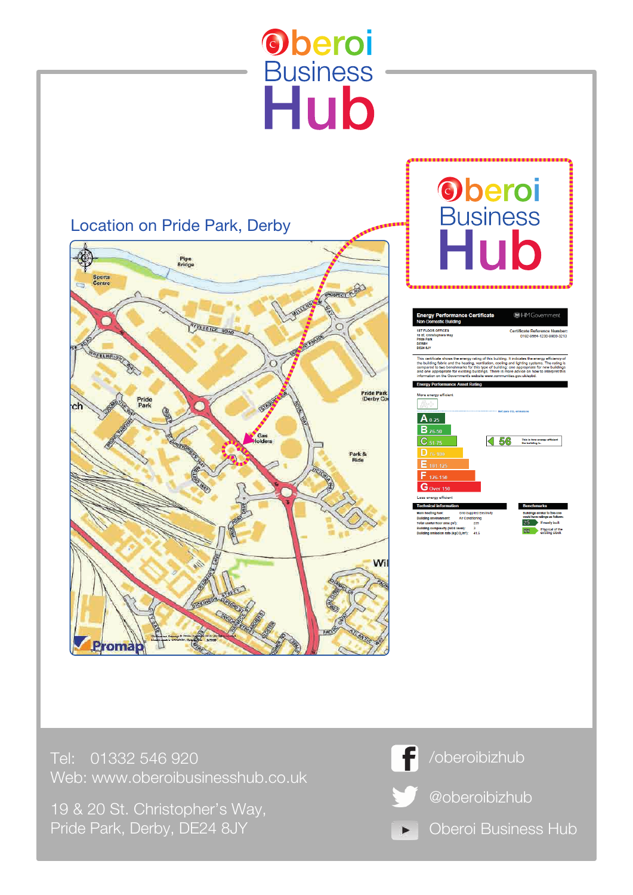# Oberoi Business Hub

## Location on Pride Park, Derby

Tel: 01332 546 920
Web: www.oberoibusinesshub.co.uk

19 & 20 St. Christopher's Way,
Pride Park, Derby, DE24 8JY

/oberoibizhub

@oberoibizhub

Oberoi Business Hub